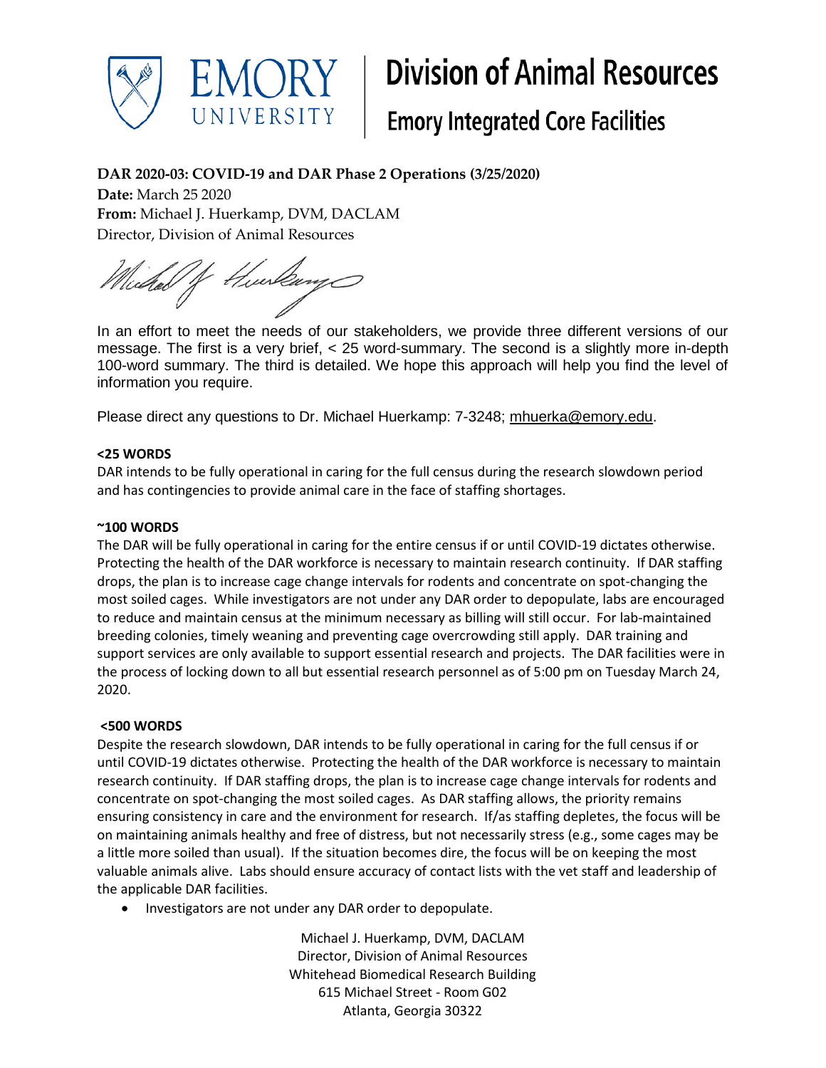**Division of Animal Resources**

**Emory Integrated Core Facilities**

**DAR 2020-03: COVID-19 and DAR Phase 2 Operations (3/25/2020)**

**Date:** March 25 2020

**From:** Michael J. Huerkamp, DVM, DACLAM

Director, Division of Animal Resources

In an effort to meet the needs of our stakeholders, we provide three different versions of our message. The first is a very brief, < 25 word-summary. The second is a slightly more in-depth 100-word summary. The third is detailed. We hope this approach will help you find the level of information you require.

Please direct any questions to Dr. Michael Huerkamp: 7-3248; mhuerka@emory.edu.

**<25 WORDS**

DAR intends to be fully operational in caring for the full census during the research slowdown period and has contingencies to provide animal care in the face of staffing shortages.

**~100 WORDS**

The DAR will be fully operational in caring for the entire census if or until COVID-19 dictates otherwise. Protecting the health of the DAR workforce is necessary to maintain research continuity. If DAR staffing drops, the plan is to increase cage change intervals for rodents and concentrate on spot-changing the most soiled cages. While investigators are not under any DAR order to depopulate, labs are encouraged to reduce and maintain census at the minimum necessary as billing will still occur. For lab-maintained breeding colonies, timely weaning and preventing cage overcrowding still apply. DAR training and support services are only available to support essential research and projects. The DAR facilities were in the process of locking down to all but essential research personnel as of 5:00 pm on Tuesday March 24, 2020.

**<500 WORDS**

Despite the research slowdown, DAR intends to be fully operational in caring for the full census if or until COVID-19 dictates otherwise. Protecting the health of the DAR workforce is necessary to maintain research continuity. If DAR staffing drops, the plan is to increase cage change intervals for rodents and concentrate on spot-changing the most soiled cages. As DAR staffing allows, the priority remains ensuring consistency in care and the environment for research. If/as staffing depletes, the focus will be on maintaining animals healthy and free of distress, but not necessarily stress (e.g., some cages may be a little more soiled than usual). If the situation becomes dire, the focus will be on keeping the most valuable animals alive. Labs should ensure accuracy of contact lists with the vet staff and leadership of the applicable DAR facilities.

- Investigators are not under any DAR order to depopulate.

Michael J. Huerkamp, DVM, DACLAM
Director, Division of Animal Resources
Whitehead Biomedical Research Building
615 Michael Street - Room G02
Atlanta, Georgia 30322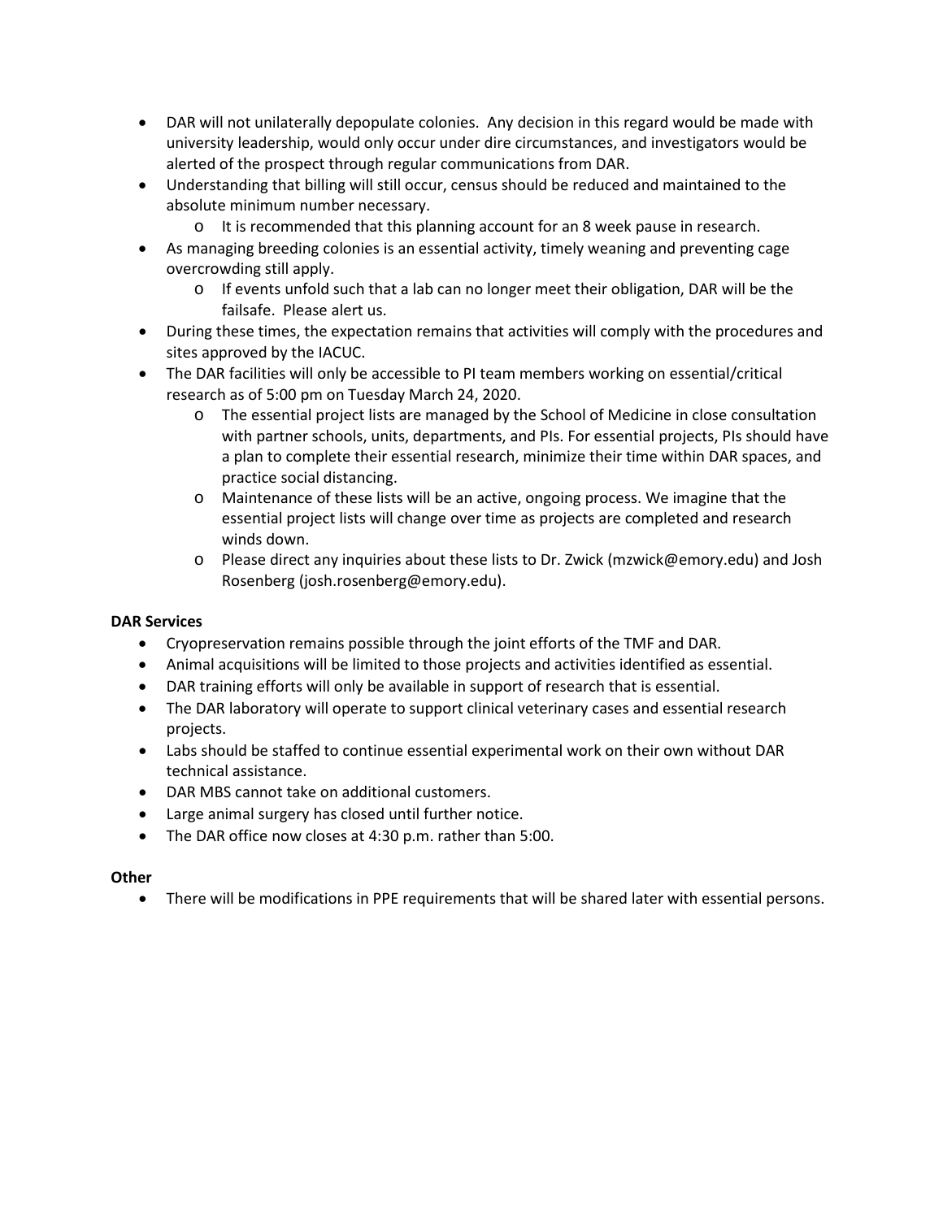- DAR will not unilaterally depopulate colonies. Any decision in this regard would be made with university leadership, would only occur under dire circumstances, and investigators would be alerted of the prospect through regular communications from DAR.
- Understanding that billing will still occur, census should be reduced and maintained to the absolute minimum number necessary.
  - It is recommended that this planning account for an 8 week pause in research.
- As managing breeding colonies is an essential activity, timely weaning and preventing cage overcrowding still apply.
  - If events unfold such that a lab can no longer meet their obligation, DAR will be the failsafe. Please alert us.
- During these times, the expectation remains that activities will comply with the procedures and sites approved by the IACUC.
- The DAR facilities will only be accessible to PI team members working on essential/critical research as of 5:00 pm on Tuesday March 24, 2020.
  - The essential project lists are managed by the School of Medicine in close consultation with partner schools, units, departments, and PIs. For essential projects, PIs should have a plan to complete their essential research, minimize their time within DAR spaces, and practice social distancing.
  - Maintenance of these lists will be an active, ongoing process. We imagine that the essential project lists will change over time as projects are completed and research winds down.
  - Please direct any inquiries about these lists to Dr. Zwick (mzwick@emory.edu) and Josh Rosenberg (josh.rosenberg@emory.edu).

**DAR Services**

- Cryopreservation remains possible through the joint efforts of the TMF and DAR.
- Animal acquisitions will be limited to those projects and activities identified as essential.
- DAR training efforts will only be available in support of research that is essential.
- The DAR laboratory will operate to support clinical veterinary cases and essential research projects.
- Labs should be staffed to continue essential experimental work on their own without DAR technical assistance.
- DAR MBS cannot take on additional customers.
- Large animal surgery has closed until further notice.
- The DAR office now closes at 4:30 p.m. rather than 5:00.

**Other**

- There will be modifications in PPE requirements that will be shared later with essential persons.